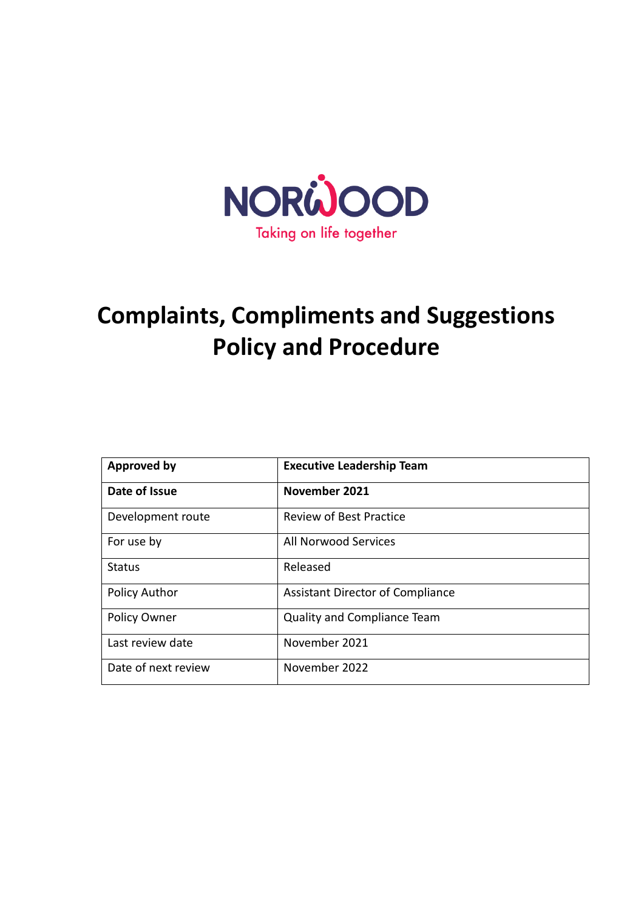NORWOOD

Taking on life together

# Complaints, Compliments and Suggestions Policy and Procedure

| **Approved by** | **Executive Leadership Team** |
|---|---|
| **Date of Issue** | **November 2021** |
| Development route | Review of Best Practice |
| For use by | All Norwood Services |
| Status | Released |
| Policy Author | Assistant Director of Compliance |
| Policy Owner | Quality and Compliance Team |
| Last review date | November 2021 |
| Date of next review | November 2022 |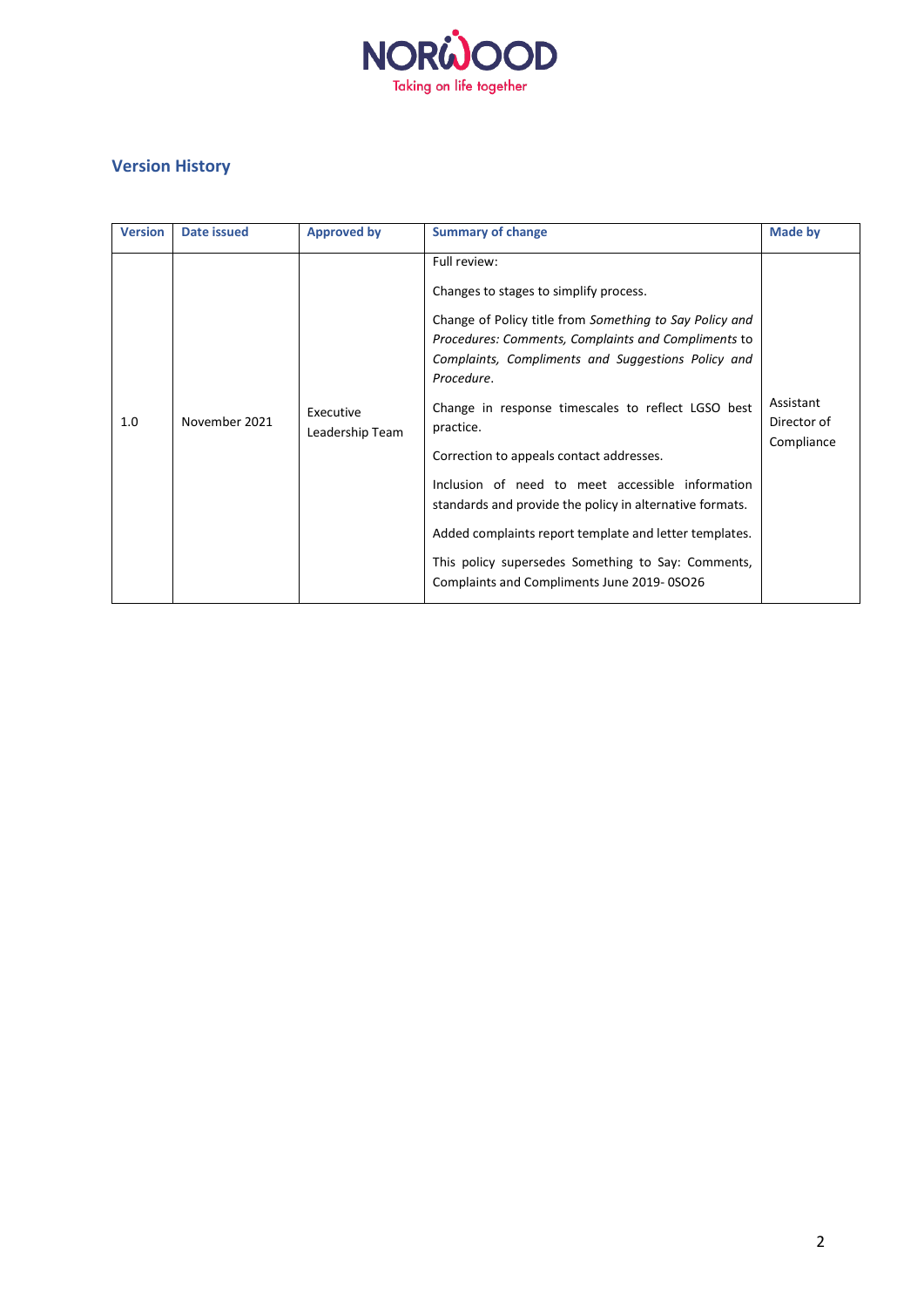## Version History

| Version | Date issued | Approved by | Summary of change | Made by |
|---|---|---|---|---|
| 1.0 | November 2021 | Executive Leadership Team | Full review:<br><br>Changes to stages to simplify process.<br><br>Change of Policy title from *Something to Say Policy and Procedures: Comments, Complaints and Compliments* to *Complaints, Compliments and Suggestions Policy and Procedure*.<br><br>Change in response timescales to reflect LGSO best practice.<br><br>Correction to appeals contact addresses.<br><br>Inclusion of need to meet accessible information standards and provide the policy in alternative formats.<br><br>Added complaints report template and letter templates.<br><br>This policy supersedes Something to Say: Comments, Complaints and Compliments June 2019- 0SO26 | Assistant Director of Compliance |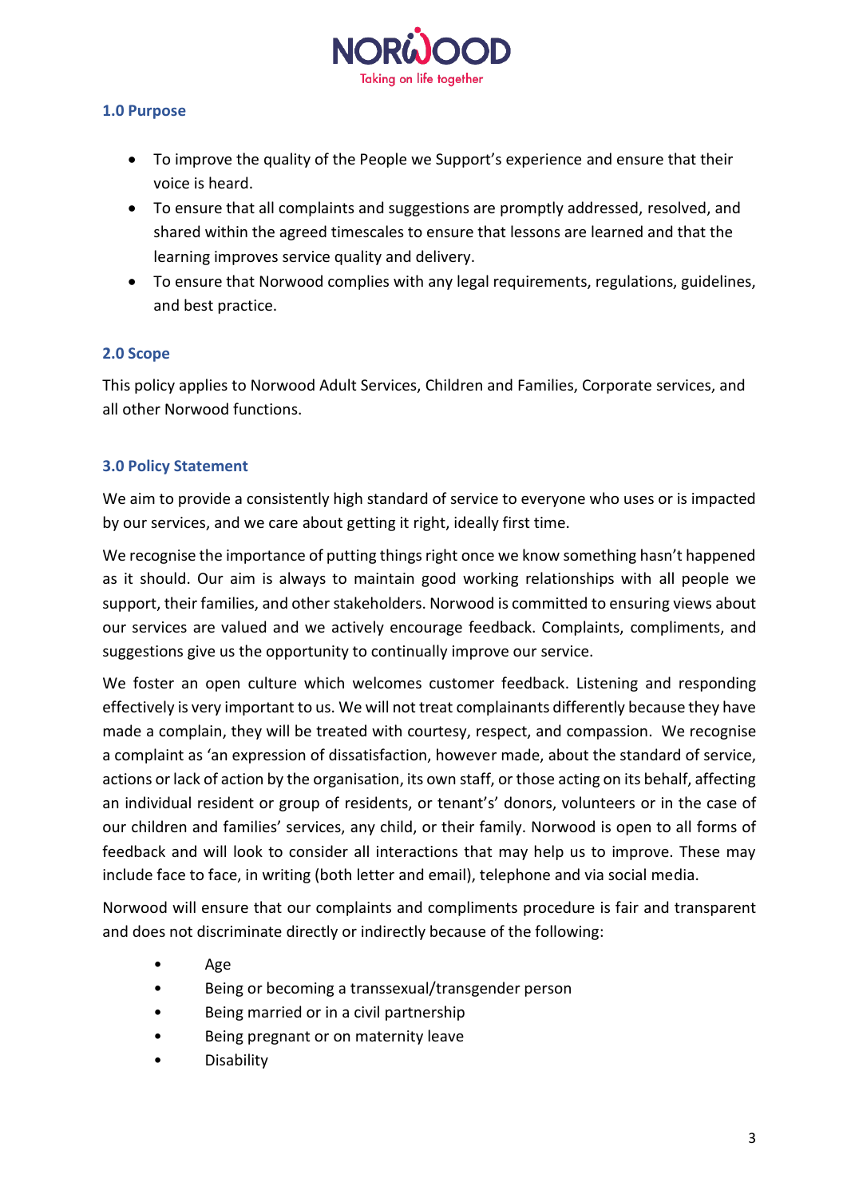## 1.0 Purpose

- To improve the quality of the People we Support's experience and ensure that their voice is heard.
- To ensure that all complaints and suggestions are promptly addressed, resolved, and shared within the agreed timescales to ensure that lessons are learned and that the learning improves service quality and delivery.
- To ensure that Norwood complies with any legal requirements, regulations, guidelines, and best practice.

## 2.0 Scope

This policy applies to Norwood Adult Services, Children and Families, Corporate services, and all other Norwood functions.

## 3.0 Policy Statement

We aim to provide a consistently high standard of service to everyone who uses or is impacted by our services, and we care about getting it right, ideally first time.

We recognise the importance of putting things right once we know something hasn't happened as it should. Our aim is always to maintain good working relationships with all people we support, their families, and other stakeholders. Norwood is committed to ensuring views about our services are valued and we actively encourage feedback. Complaints, compliments, and suggestions give us the opportunity to continually improve our service.

We foster an open culture which welcomes customer feedback. Listening and responding effectively is very important to us. We will not treat complainants differently because they have made a complain, they will be treated with courtesy, respect, and compassion. We recognise a complaint as 'an expression of dissatisfaction, however made, about the standard of service, actions or lack of action by the organisation, its own staff, or those acting on its behalf, affecting an individual resident or group of residents, or tenant's' donors, volunteers or in the case of our children and families' services, any child, or their family. Norwood is open to all forms of feedback and will look to consider all interactions that may help us to improve. These may include face to face, in writing (both letter and email), telephone and via social media.

Norwood will ensure that our complaints and compliments procedure is fair and transparent and does not discriminate directly or indirectly because of the following:

- Age
- Being or becoming a transsexual/transgender person
- Being married or in a civil partnership
- Being pregnant or on maternity leave
- Disability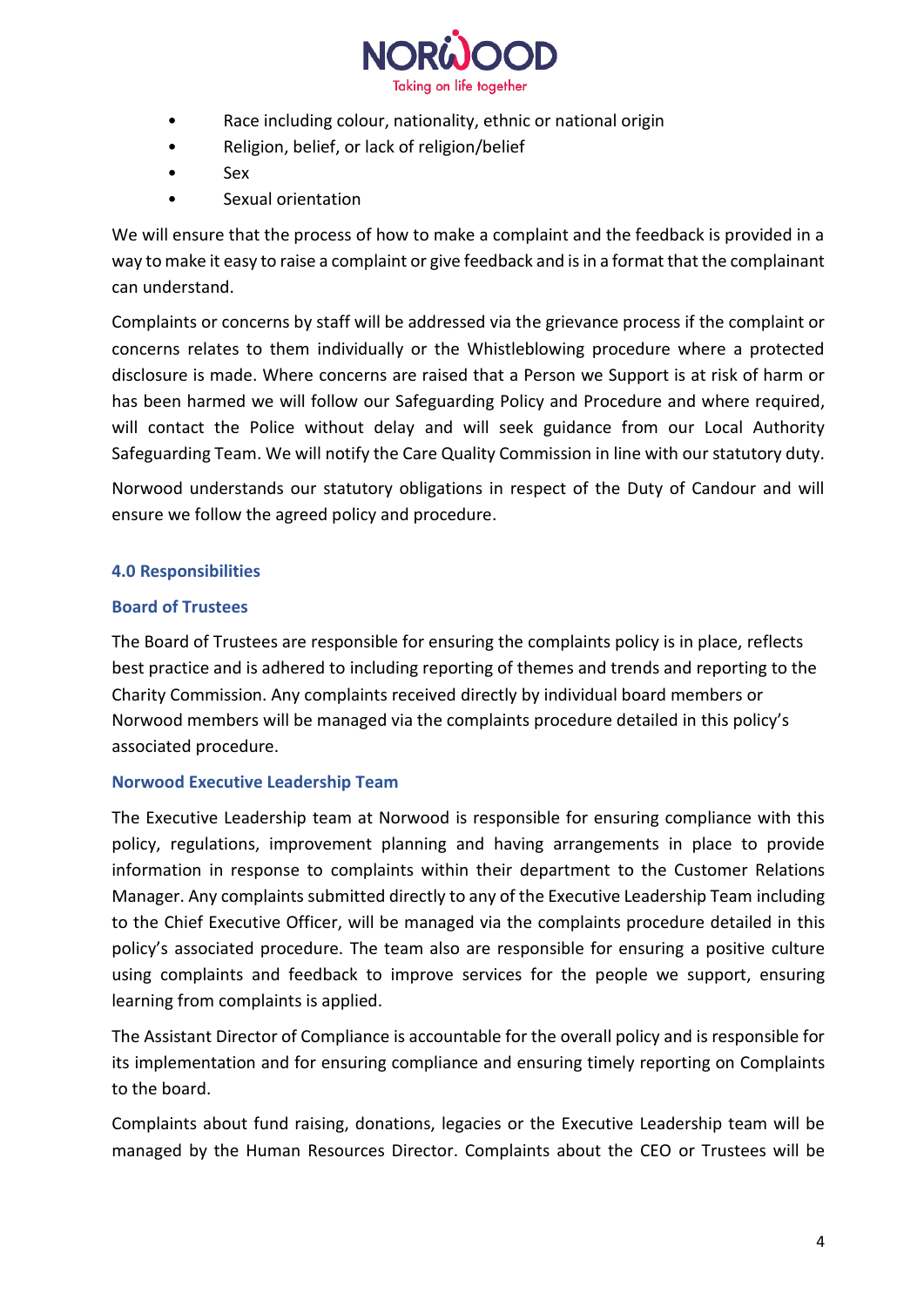- Race including colour, nationality, ethnic or national origin
- Religion, belief, or lack of religion/belief
- Sex
- Sexual orientation

We will ensure that the process of how to make a complaint and the feedback is provided in a way to make it easy to raise a complaint or give feedback and is in a format that the complainant can understand.

Complaints or concerns by staff will be addressed via the grievance process if the complaint or concerns relates to them individually or the Whistleblowing procedure where a protected disclosure is made. Where concerns are raised that a Person we Support is at risk of harm or has been harmed we will follow our Safeguarding Policy and Procedure and where required, will contact the Police without delay and will seek guidance from our Local Authority Safeguarding Team. We will notify the Care Quality Commission in line with our statutory duty.

Norwood understands our statutory obligations in respect of the Duty of Candour and will ensure we follow the agreed policy and procedure.

## 4.0 Responsibilities

### Board of Trustees

The Board of Trustees are responsible for ensuring the complaints policy is in place, reflects best practice and is adhered to including reporting of themes and trends and reporting to the Charity Commission. Any complaints received directly by individual board members or Norwood members will be managed via the complaints procedure detailed in this policy's associated procedure.

### Norwood Executive Leadership Team

The Executive Leadership team at Norwood is responsible for ensuring compliance with this policy, regulations, improvement planning and having arrangements in place to provide information in response to complaints within their department to the Customer Relations Manager. Any complaints submitted directly to any of the Executive Leadership Team including to the Chief Executive Officer, will be managed via the complaints procedure detailed in this policy's associated procedure. The team also are responsible for ensuring a positive culture using complaints and feedback to improve services for the people we support, ensuring learning from complaints is applied.

The Assistant Director of Compliance is accountable for the overall policy and is responsible for its implementation and for ensuring compliance and ensuring timely reporting on Complaints to the board.

Complaints about fund raising, donations, legacies or the Executive Leadership team will be managed by the Human Resources Director. Complaints about the CEO or Trustees will be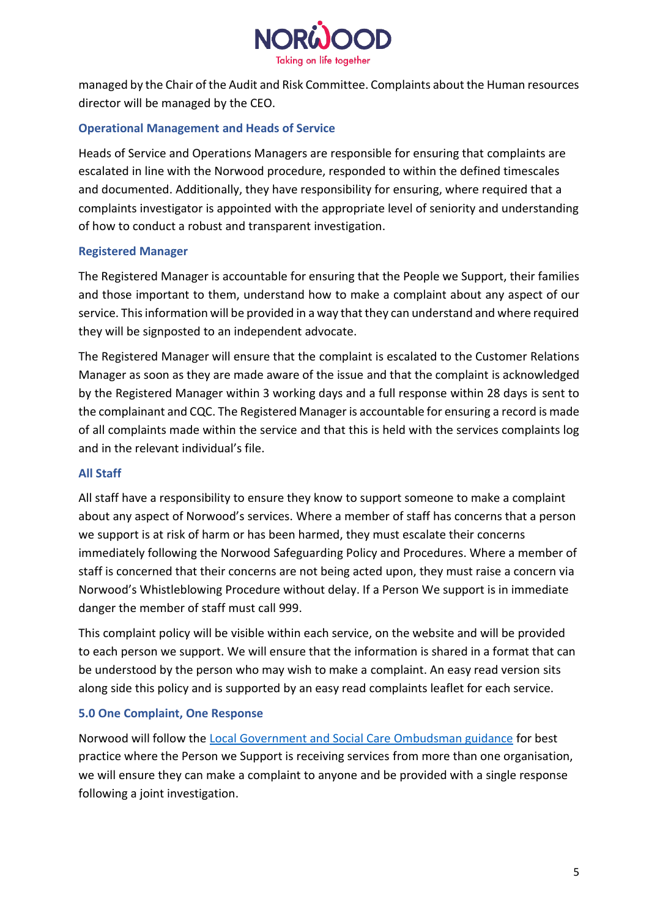managed by the Chair of the Audit and Risk Committee. Complaints about the Human resources director will be managed by the CEO.

### Operational Management and Heads of Service

Heads of Service and Operations Managers are responsible for ensuring that complaints are escalated in line with the Norwood procedure, responded to within the defined timescales and documented. Additionally, they have responsibility for ensuring, where required that a complaints investigator is appointed with the appropriate level of seniority and understanding of how to conduct a robust and transparent investigation.

### Registered Manager

The Registered Manager is accountable for ensuring that the People we Support, their families and those important to them, understand how to make a complaint about any aspect of our service. This information will be provided in a way that they can understand and where required they will be signposted to an independent advocate.

The Registered Manager will ensure that the complaint is escalated to the Customer Relations Manager as soon as they are made aware of the issue and that the complaint is acknowledged by the Registered Manager within 3 working days and a full response within 28 days is sent to the complainant and CQC. The Registered Manager is accountable for ensuring a record is made of all complaints made within the service and that this is held with the services complaints log and in the relevant individual's file.

### All Staff

All staff have a responsibility to ensure they know to support someone to make a complaint about any aspect of Norwood's services. Where a member of staff has concerns that a person we support is at risk of harm or has been harmed, they must escalate their concerns immediately following the Norwood Safeguarding Policy and Procedures. Where a member of staff is concerned that their concerns are not being acted upon, they must raise a concern via Norwood's Whistleblowing Procedure without delay. If a Person We support is in immediate danger the member of staff must call 999.

This complaint policy will be visible within each service, on the website and will be provided to each person we support. We will ensure that the information is shared in a format that can be understood by the person who may wish to make a complaint. An easy read version sits along side this policy and is supported by an easy read complaints leaflet for each service.

## 5.0 One Complaint, One Response

Norwood will follow the Local Government and Social Care Ombudsman guidance for best practice where the Person we Support is receiving services from more than one organisation, we will ensure they can make a complaint to anyone and be provided with a single response following a joint investigation.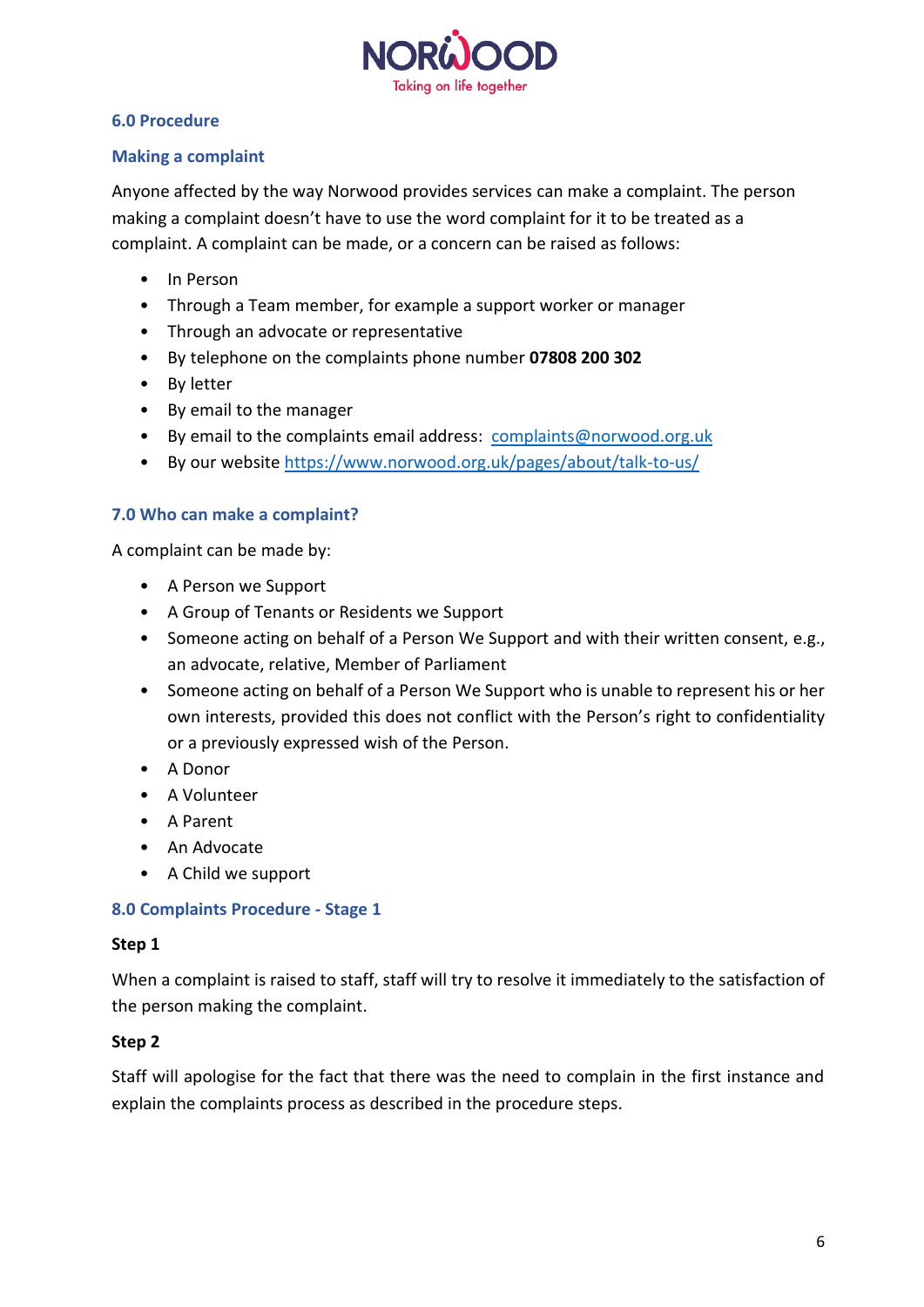## 6.0 Procedure

### Making a complaint

Anyone affected by the way Norwood provides services can make a complaint. The person making a complaint doesn't have to use the word complaint for it to be treated as a complaint. A complaint can be made, or a concern can be raised as follows:

- In Person
- Through a Team member, for example a support worker or manager
- Through an advocate or representative
- By telephone on the complaints phone number **07808 200 302**
- By letter
- By email to the manager
- By email to the complaints email address: complaints@norwood.org.uk
- By our website https://www.norwood.org.uk/pages/about/talk-to-us/

## 7.0 Who can make a complaint?

A complaint can be made by:

- A Person we Support
- A Group of Tenants or Residents we Support
- Someone acting on behalf of a Person We Support and with their written consent, e.g., an advocate, relative, Member of Parliament
- Someone acting on behalf of a Person We Support who is unable to represent his or her own interests, provided this does not conflict with the Person's right to confidentiality or a previously expressed wish of the Person.
- A Donor
- A Volunteer
- A Parent
- An Advocate
- A Child we support

## 8.0 Complaints Procedure - Stage 1

**Step 1**

When a complaint is raised to staff, staff will try to resolve it immediately to the satisfaction of the person making the complaint.

**Step 2**

Staff will apologise for the fact that there was the need to complain in the first instance and explain the complaints process as described in the procedure steps.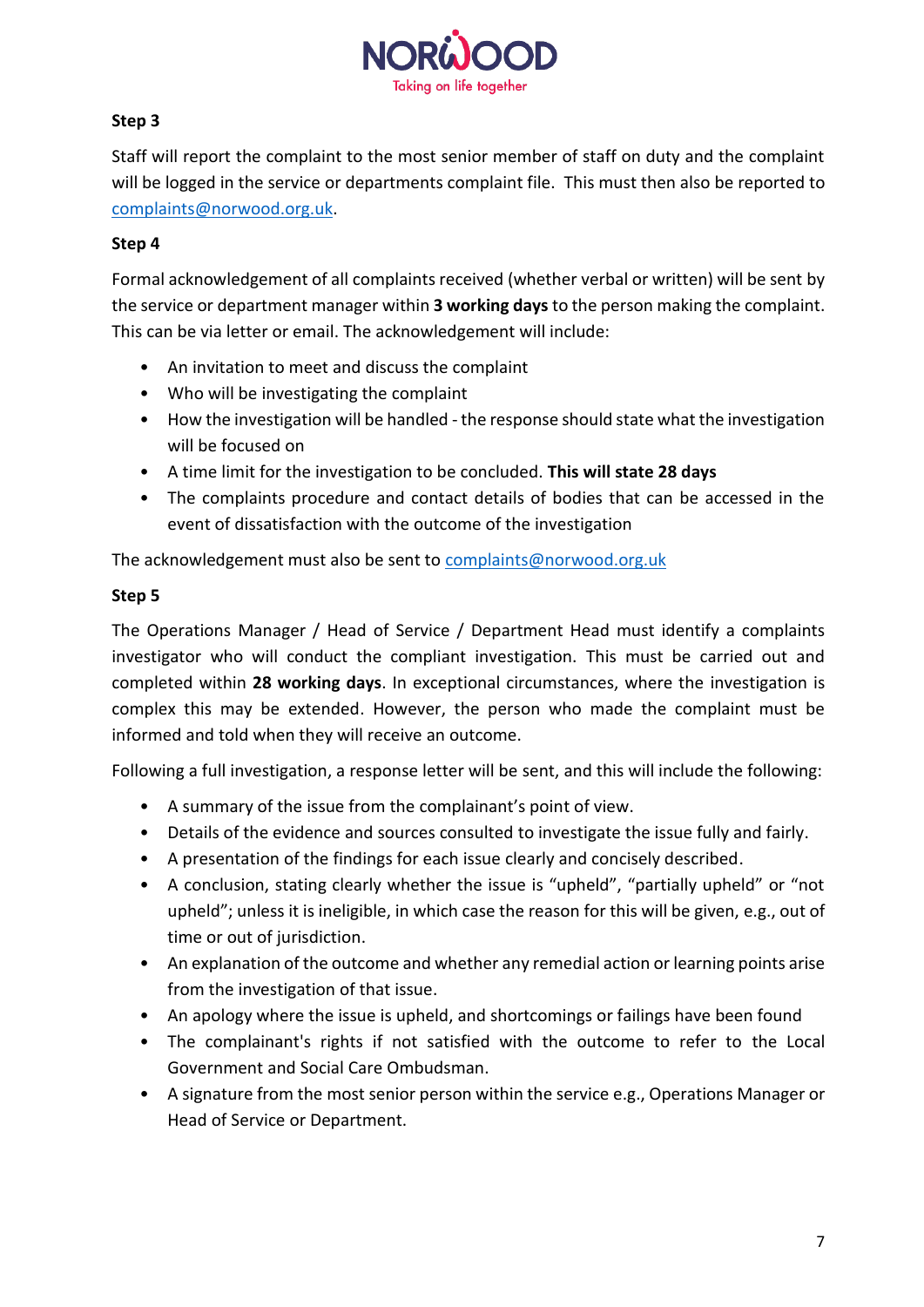**Step 3**

Staff will report the complaint to the most senior member of staff on duty and the complaint will be logged in the service or departments complaint file. This must then also be reported to complaints@norwood.org.uk.

**Step 4**

Formal acknowledgement of all complaints received (whether verbal or written) will be sent by the service or department manager within **3 working days** to the person making the complaint. This can be via letter or email. The acknowledgement will include:

- An invitation to meet and discuss the complaint
- Who will be investigating the complaint
- How the investigation will be handled - the response should state what the investigation will be focused on
- A time limit for the investigation to be concluded. **This will state 28 days**
- The complaints procedure and contact details of bodies that can be accessed in the event of dissatisfaction with the outcome of the investigation

The acknowledgement must also be sent to complaints@norwood.org.uk

**Step 5**

The Operations Manager / Head of Service / Department Head must identify a complaints investigator who will conduct the compliant investigation. This must be carried out and completed within **28 working days**. In exceptional circumstances, where the investigation is complex this may be extended. However, the person who made the complaint must be informed and told when they will receive an outcome.

Following a full investigation, a response letter will be sent, and this will include the following:

- A summary of the issue from the complainant's point of view.
- Details of the evidence and sources consulted to investigate the issue fully and fairly.
- A presentation of the findings for each issue clearly and concisely described.
- A conclusion, stating clearly whether the issue is "upheld", "partially upheld" or "not upheld"; unless it is ineligible, in which case the reason for this will be given, e.g., out of time or out of jurisdiction.
- An explanation of the outcome and whether any remedial action or learning points arise from the investigation of that issue.
- An apology where the issue is upheld, and shortcomings or failings have been found
- The complainant's rights if not satisfied with the outcome to refer to the Local Government and Social Care Ombudsman.
- A signature from the most senior person within the service e.g., Operations Manager or Head of Service or Department.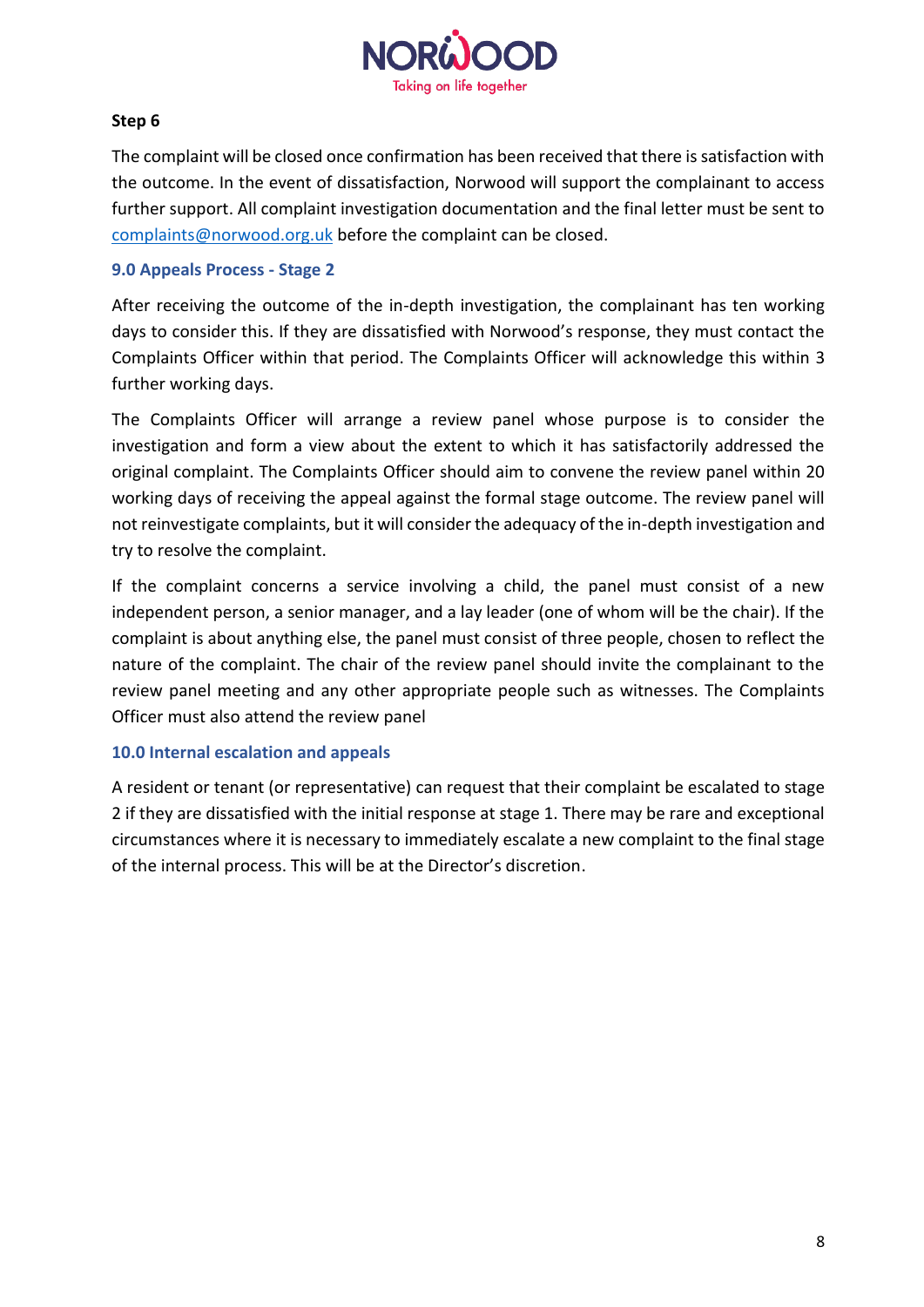**Step 6**

The complaint will be closed once confirmation has been received that there is satisfaction with the outcome. In the event of dissatisfaction, Norwood will support the complainant to access further support. All complaint investigation documentation and the final letter must be sent to complaints@norwood.org.uk before the complaint can be closed.

## 9.0 Appeals Process - Stage 2

After receiving the outcome of the in-depth investigation, the complainant has ten working days to consider this. If they are dissatisfied with Norwood's response, they must contact the Complaints Officer within that period. The Complaints Officer will acknowledge this within 3 further working days.

The Complaints Officer will arrange a review panel whose purpose is to consider the investigation and form a view about the extent to which it has satisfactorily addressed the original complaint. The Complaints Officer should aim to convene the review panel within 20 working days of receiving the appeal against the formal stage outcome. The review panel will not reinvestigate complaints, but it will consider the adequacy of the in-depth investigation and try to resolve the complaint.

If the complaint concerns a service involving a child, the panel must consist of a new independent person, a senior manager, and a lay leader (one of whom will be the chair). If the complaint is about anything else, the panel must consist of three people, chosen to reflect the nature of the complaint. The chair of the review panel should invite the complainant to the review panel meeting and any other appropriate people such as witnesses. The Complaints Officer must also attend the review panel

## 10.0 Internal escalation and appeals

A resident or tenant (or representative) can request that their complaint be escalated to stage 2 if they are dissatisfied with the initial response at stage 1. There may be rare and exceptional circumstances where it is necessary to immediately escalate a new complaint to the final stage of the internal process. This will be at the Director's discretion.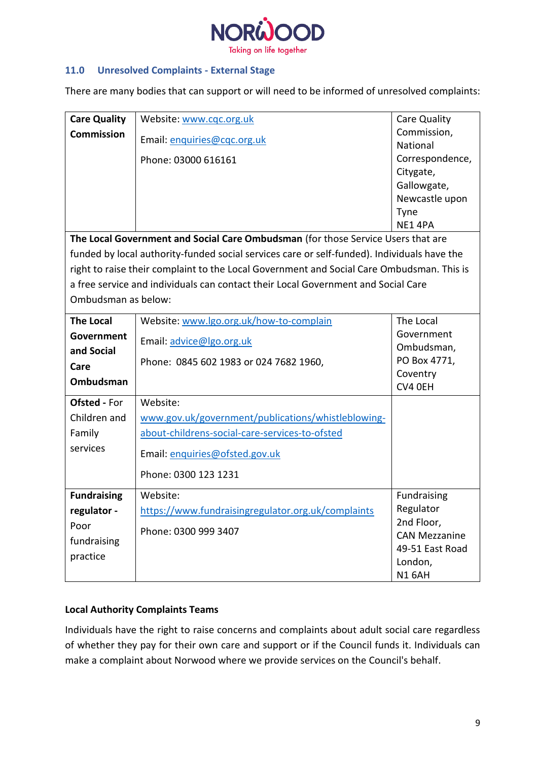## 11.0 Unresolved Complaints - External Stage

There are many bodies that can support or will need to be informed of unresolved complaints:

| | | |
|---|---|---|
| **Care Quality Commission** | Website: www.cqc.org.uk<br><br>Email: enquiries@cqc.org.uk<br><br>Phone: 03000 616161 | Care Quality Commission, National Correspondence, Citygate, Gallowgate, Newcastle upon Tyne<br>NE1 4PA |
| **The Local Government and Social Care Ombudsman** (for those Service Users that are funded by local authority-funded social services care or self-funded). Individuals have the right to raise their complaint to the Local Government and Social Care Ombudsman. This is a free service and individuals can contact their Local Government and Social Care Ombudsman as below: | | |
| **The Local Government and Social Care Ombudsman** | Website: www.lgo.org.uk/how-to-complain<br><br>Email: advice@lgo.org.uk<br><br>Phone: 0845 602 1983 or 024 7682 1960, | The Local Government Ombudsman, PO Box 4771, Coventry<br>CV4 0EH |
| **Ofsted** - For Children and Family services | Website: www.gov.uk/government/publications/whistleblowing-about-childrens-social-care-services-to-ofsted<br><br>Email: enquiries@ofsted.gov.uk<br><br>Phone: 0300 123 1231 | |
| **Fundraising regulator** - Poor fundraising practice | Website: https://www.fundraisingregulator.org.uk/complaints<br><br>Phone: 0300 999 3407 | Fundraising Regulator 2nd Floor, CAN Mezzanine 49-51 East Road London,<br>N1 6AH |

**Local Authority Complaints Teams**

Individuals have the right to raise concerns and complaints about adult social care regardless of whether they pay for their own care and support or if the Council funds it. Individuals can make a complaint about Norwood where we provide services on the Council's behalf.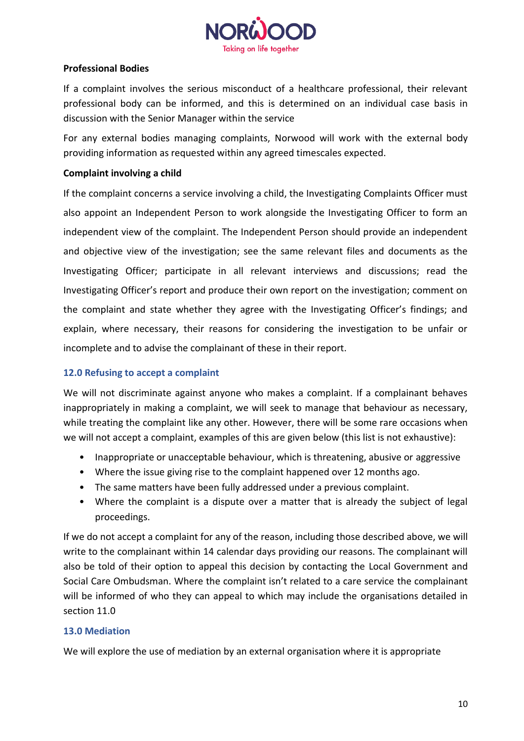**Professional Bodies**

If a complaint involves the serious misconduct of a healthcare professional, their relevant professional body can be informed, and this is determined on an individual case basis in discussion with the Senior Manager within the service

For any external bodies managing complaints, Norwood will work with the external body providing information as requested within any agreed timescales expected.

**Complaint involving a child**

If the complaint concerns a service involving a child, the Investigating Complaints Officer must also appoint an Independent Person to work alongside the Investigating Officer to form an independent view of the complaint. The Independent Person should provide an independent and objective view of the investigation; see the same relevant files and documents as the Investigating Officer; participate in all relevant interviews and discussions; read the Investigating Officer's report and produce their own report on the investigation; comment on the complaint and state whether they agree with the Investigating Officer's findings; and explain, where necessary, their reasons for considering the investigation to be unfair or incomplete and to advise the complainant of these in their report.

## 12.0 Refusing to accept a complaint

We will not discriminate against anyone who makes a complaint. If a complainant behaves inappropriately in making a complaint, we will seek to manage that behaviour as necessary, while treating the complaint like any other. However, there will be some rare occasions when we will not accept a complaint, examples of this are given below (this list is not exhaustive):

- Inappropriate or unacceptable behaviour, which is threatening, abusive or aggressive
- Where the issue giving rise to the complaint happened over 12 months ago.
- The same matters have been fully addressed under a previous complaint.
- Where the complaint is a dispute over a matter that is already the subject of legal proceedings.

If we do not accept a complaint for any of the reason, including those described above, we will write to the complainant within 14 calendar days providing our reasons. The complainant will also be told of their option to appeal this decision by contacting the Local Government and Social Care Ombudsman. Where the complaint isn't related to a care service the complainant will be informed of who they can appeal to which may include the organisations detailed in section 11.0

## 13.0 Mediation

We will explore the use of mediation by an external organisation where it is appropriate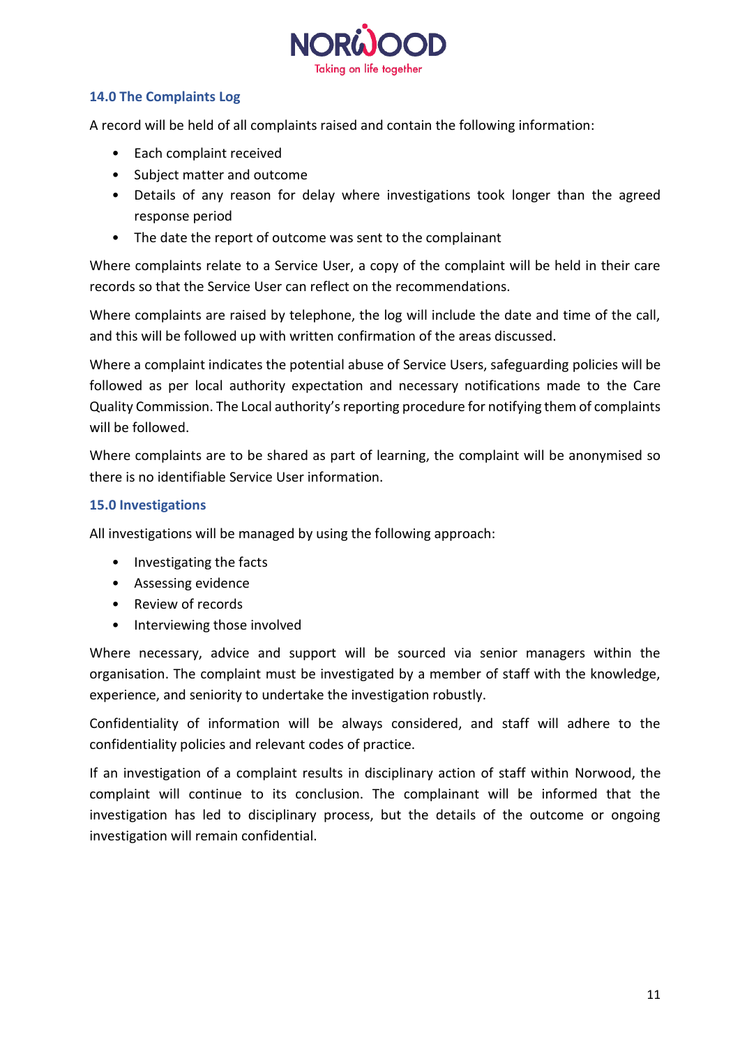### 14.0 The Complaints Log

A record will be held of all complaints raised and contain the following information:

- Each complaint received
- Subject matter and outcome
- Details of any reason for delay where investigations took longer than the agreed response period
- The date the report of outcome was sent to the complainant

Where complaints relate to a Service User, a copy of the complaint will be held in their care records so that the Service User can reflect on the recommendations.

Where complaints are raised by telephone, the log will include the date and time of the call, and this will be followed up with written confirmation of the areas discussed.

Where a complaint indicates the potential abuse of Service Users, safeguarding policies will be followed as per local authority expectation and necessary notifications made to the Care Quality Commission. The Local authority's reporting procedure for notifying them of complaints will be followed.

Where complaints are to be shared as part of learning, the complaint will be anonymised so there is no identifiable Service User information.

### 15.0 Investigations

All investigations will be managed by using the following approach:

- Investigating the facts
- Assessing evidence
- Review of records
- Interviewing those involved

Where necessary, advice and support will be sourced via senior managers within the organisation. The complaint must be investigated by a member of staff with the knowledge, experience, and seniority to undertake the investigation robustly.

Confidentiality of information will be always considered, and staff will adhere to the confidentiality policies and relevant codes of practice.

If an investigation of a complaint results in disciplinary action of staff within Norwood, the complaint will continue to its conclusion. The complainant will be informed that the investigation has led to disciplinary process, but the details of the outcome or ongoing investigation will remain confidential.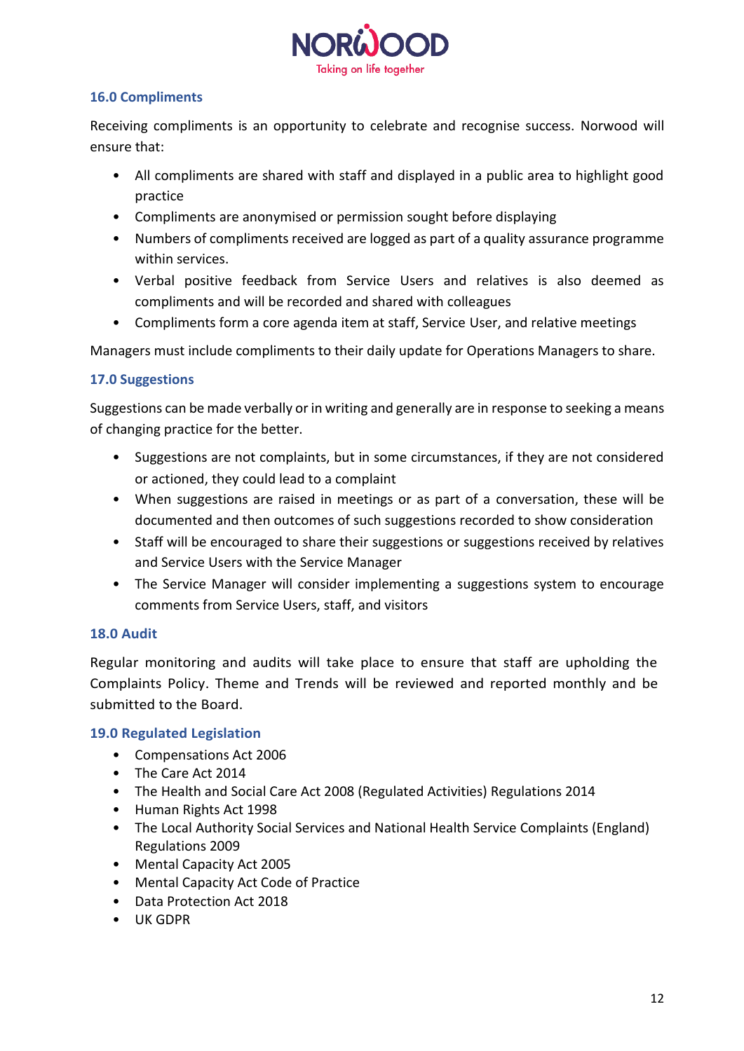### 16.0 Compliments

Receiving compliments is an opportunity to celebrate and recognise success. Norwood will ensure that:

- All compliments are shared with staff and displayed in a public area to highlight good practice
- Compliments are anonymised or permission sought before displaying
- Numbers of compliments received are logged as part of a quality assurance programme within services.
- Verbal positive feedback from Service Users and relatives is also deemed as compliments and will be recorded and shared with colleagues
- Compliments form a core agenda item at staff, Service User, and relative meetings

Managers must include compliments to their daily update for Operations Managers to share.

### 17.0 Suggestions

Suggestions can be made verbally or in writing and generally are in response to seeking a means of changing practice for the better.

- Suggestions are not complaints, but in some circumstances, if they are not considered or actioned, they could lead to a complaint
- When suggestions are raised in meetings or as part of a conversation, these will be documented and then outcomes of such suggestions recorded to show consideration
- Staff will be encouraged to share their suggestions or suggestions received by relatives and Service Users with the Service Manager
- The Service Manager will consider implementing a suggestions system to encourage comments from Service Users, staff, and visitors

### 18.0 Audit

Regular monitoring and audits will take place to ensure that staff are upholding the Complaints Policy. Theme and Trends will be reviewed and reported monthly and be submitted to the Board.

### 19.0 Regulated Legislation

- Compensations Act 2006
- The Care Act 2014
- The Health and Social Care Act 2008 (Regulated Activities) Regulations 2014
- Human Rights Act 1998
- The Local Authority Social Services and National Health Service Complaints (England) Regulations 2009
- Mental Capacity Act 2005
- Mental Capacity Act Code of Practice
- Data Protection Act 2018
- UK GDPR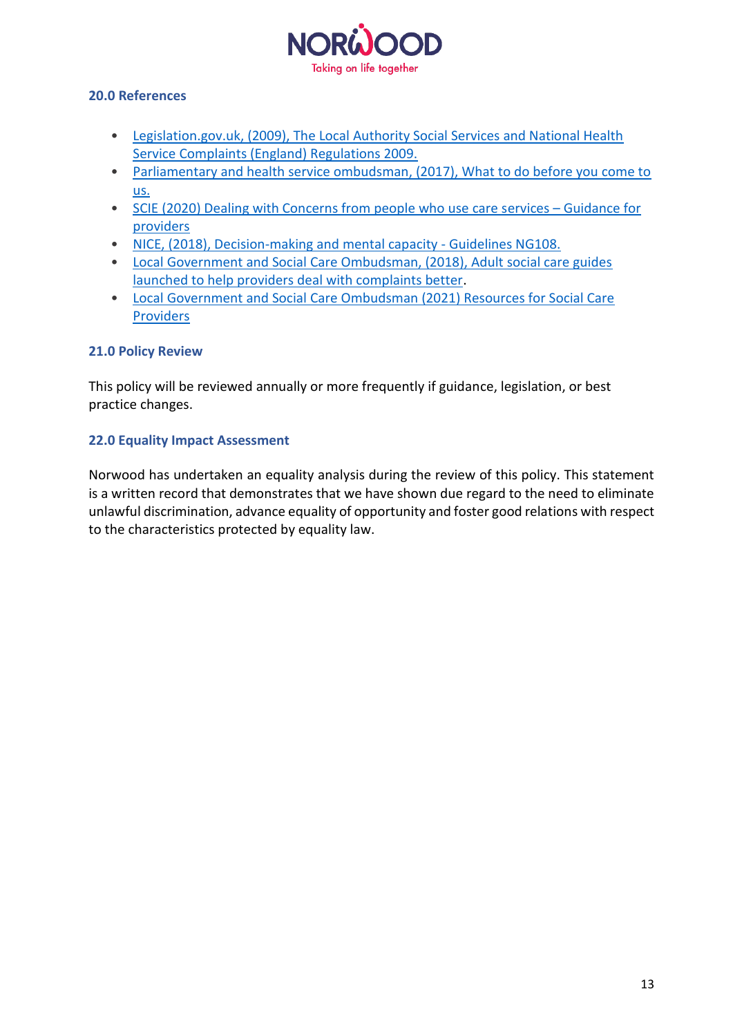## 20.0 References

- Legislation.gov.uk, (2009), The Local Authority Social Services and National Health Service Complaints (England) Regulations 2009.
- Parliamentary and health service ombudsman, (2017), What to do before you come to us.
- SCIE (2020) Dealing with Concerns from people who use care services – Guidance for providers
- NICE, (2018), Decision-making and mental capacity - Guidelines NG108.
- Local Government and Social Care Ombudsman, (2018), Adult social care guides launched to help providers deal with complaints better.
- Local Government and Social Care Ombudsman (2021) Resources for Social Care Providers

## 21.0 Policy Review

This policy will be reviewed annually or more frequently if guidance, legislation, or best practice changes.

## 22.0 Equality Impact Assessment

Norwood has undertaken an equality analysis during the review of this policy. This statement is a written record that demonstrates that we have shown due regard to the need to eliminate unlawful discrimination, advance equality of opportunity and foster good relations with respect to the characteristics protected by equality law.